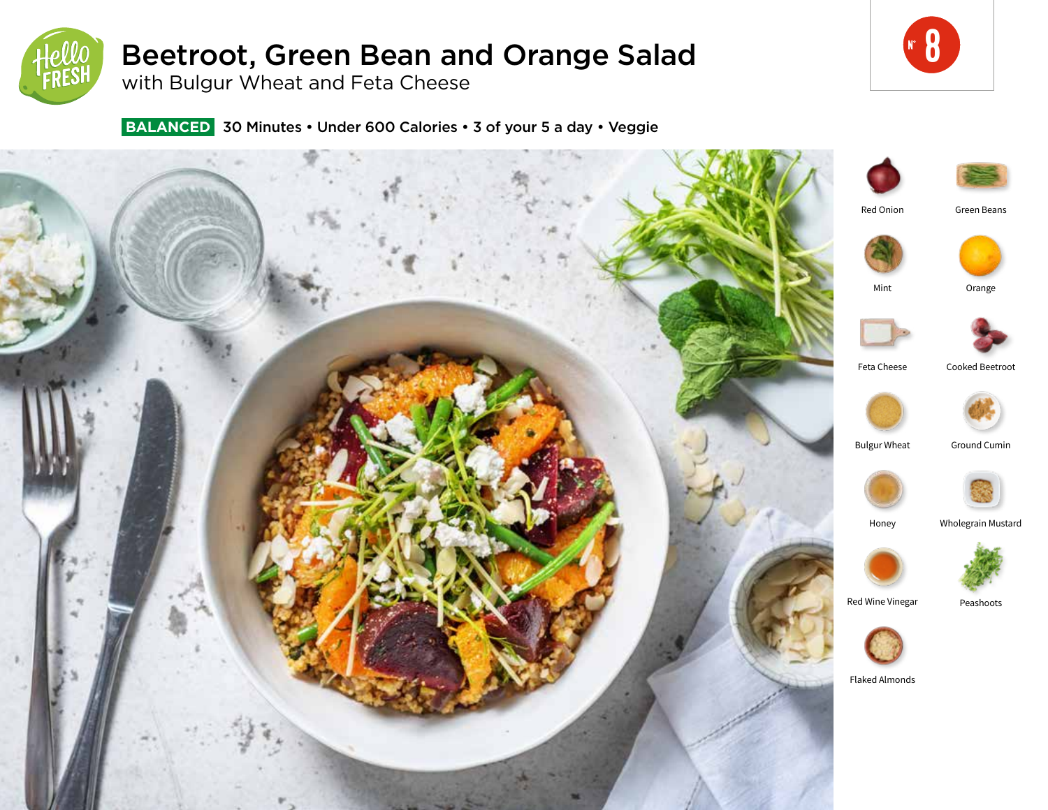# Beetroot, Green Bean and Orange Salad

## with Bulgur Wheat and Feta Cheese

**BALANCED** 30 Minutes • Under 600 Calories • 3 of your 5 a day • Veggie

N° 8

- Red Onion
- Green Beans
- Mint
- Orange
- Feta Cheese
- Cooked Beetroot
- Bulgur Wheat
- Ground Cumin
- Honey
- Wholegrain Mustard
- Red Wine Vinegar
- Peashoots
- Flaked Almonds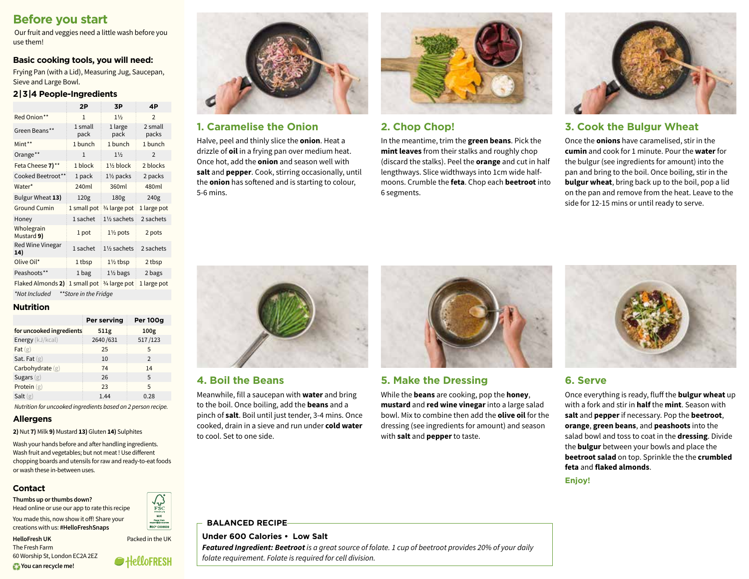## Before you start

Our fruit and veggies need a little wash before you use them!

### Basic cooking tools, you will need:

Frying Pan (with a Lid), Measuring Jug, Saucepan, Sieve and Large Bowl.

### 2|3|4 People-Ingredients

| | 2P | 3P | 4P |
|---|---|---|---|
| Red Onion** | 1 | 1½ | 2 |
| Green Beans** | 1 small pack | 1 large pack | 2 small packs |
| Mint** | 1 bunch | 1 bunch | 1 bunch |
| Orange** | 1 | 1½ | 2 |
| Feta Cheese **7)**** | 1 block | 1½ block | 2 blocks |
| Cooked Beetroot** | 1 pack | 1½ packs | 2 packs |
| Water* | 240ml | 360ml | 480ml |
| Bulgur Wheat **13)** | 120g | 180g | 240g |
| Ground Cumin | 1 small pot | ¾ large pot | 1 large pot |
| Honey | 1 sachet | 1½ sachets | 2 sachets |
| Wholegrain Mustard **9)** | 1 pot | 1½ pots | 2 pots |
| Red Wine Vinegar **14)** | 1 sachet | 1½ sachets | 2 sachets |
| Olive Oil* | 1 tbsp | 1½ tbsp | 2 tbsp |
| Peashoots** | 1 bag | 1½ bags | 2 bags |
| Flaked Almonds **2)** | 1 small pot | ¾ large pot | 1 large pot |

*Not Included* *\*\*Store in the Fridge*

### Nutrition

| | Per serving | Per 100g |
|---|---|---|
| **for uncooked ingredients** | 511g | 100g |
| Energy (kJ/kcal) | 2640 /631 | 517 /123 |
| Fat (g) | 25 | 5 |
| Sat. Fat (g) | 10 | 2 |
| Carbohydrate (g) | 74 | 14 |
| Sugars (g) | 26 | 5 |
| Protein (g) | 23 | 5 |
| Salt (g) | 1.44 | 0.28 |

*Nutrition for uncooked ingredients based on 2 person recipe.*

### Allergens

**2)** Nut **7)** Milk **9)** Mustard **13)** Gluten **14)** Sulphites

Wash your hands before and after handling ingredients. Wash fruit and vegetables; but not meat ! Use different chopping boards and utensils for raw and ready-to-eat foods or wash these in-between uses.

### Contact

**Thumbs up or thumbs down?**
Head online or use our app to rate this recipe

You made this, now show it off! Share your creations with us: **#HelloFreshSnaps**

**HelloFresh UK**
The Fresh Farm
60 Worship St, London EC2A 2EZ

Packed in the UK

**You can recycle me!**

## 1. Caramelise the Onion

Halve, peel and thinly slice the **onion**. Heat a drizzle of **oil** in a frying pan over medium heat. Once hot, add the **onion** and season well with **salt** and **pepper**. Cook, stirring occasionally, until the **onion** has softened and is starting to colour, 5-6 mins.

## 2. Chop Chop!

In the meantime, trim the **green beans**. Pick the **mint leaves** from their stalks and roughly chop (discard the stalks). Peel the **orange** and cut in half lengthways. Slice widthways into 1cm wide half-moons. Crumble the **feta**. Chop each **beetroot** into 6 segments.

## 3. Cook the Bulgur Wheat

Once the **onions** have caramelised, stir in the **cumin** and cook for 1 minute. Pour the **water** for the bulgur (see ingredients for amount) into the pan and bring to the boil. Once boiling, stir in the **bulgur wheat**, bring back up to the boil, pop a lid on the pan and remove from the heat. Leave to the side for 12-15 mins or until ready to serve.

## 4. Boil the Beans

Meanwhile, fill a saucepan with **water** and bring to the boil. Once boiling, add the **beans** and a pinch of **salt**. Boil until just tender, 3-4 mins. Once cooked, drain in a sieve and run under **cold water** to cool. Set to one side.

## 5. Make the Dressing

While the **beans** are cooking, pop the **honey**, **mustard** and **red wine vinegar** into a large salad bowl. Mix to combine then add the **olive oil** for the dressing (see ingredients for amount) and season with **salt** and **pepper** to taste.

## 6. Serve

Once everything is ready, fluff the **bulgur wheat** up with a fork and stir in **half** the **mint**. Season with **salt** and **pepper** if necessary. Pop the **beetroot**, **orange**, **green beans**, and **peashoots** into the salad bowl and toss to coat in the **dressing**. Divide the **bulgur** between your bowls and place the **beetroot salad** on top. Sprinkle the the **crumbled feta** and **flaked almonds**.

**Enjoy!**

### BALANCED RECIPE

**Under 600 Calories • Low Salt**

***Featured Ingredient: Beetroot** is a great source of folate. 1 cup of beetroot provides 20% of your daily folate requirement. Folate is required for cell division.*